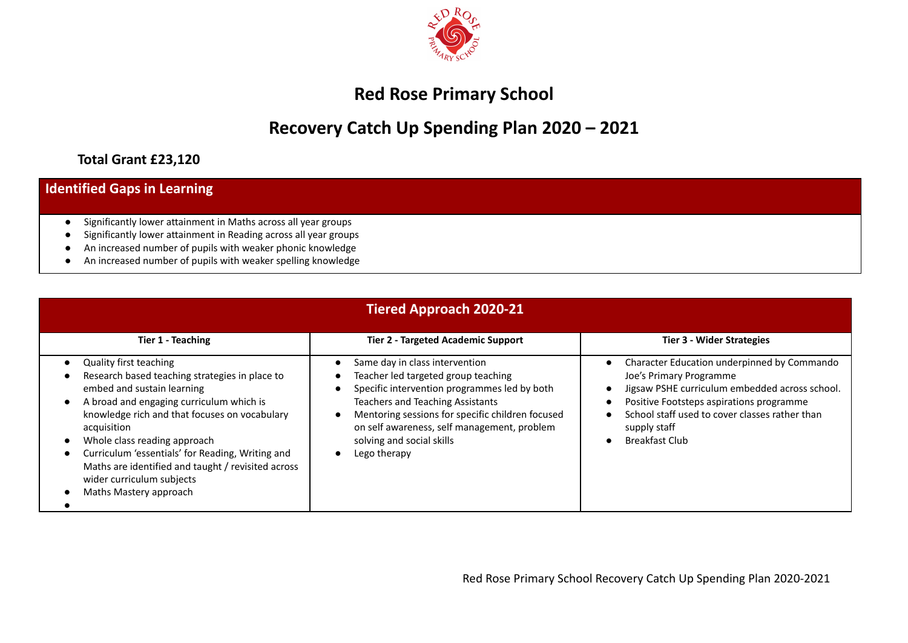# Red Rose Primary School

## Recovery Catch Up Spending Plan 2020 – 2021

**Total Grant £23,120**

### Identified Gaps in Learning

- Significantly lower attainment in Maths across all year groups
- Significantly lower attainment in Reading across all year groups
- An increased number of pupils with weaker phonic knowledge
- An increased number of pupils with weaker spelling knowledge

### Tiered Approach 2020-21

| Tier 1 - Teaching | Tier 2 - Targeted Academic Support | Tier 3 - Wider Strategies |
|---|---|---|
| • Quality first teaching<br>• Research based teaching strategies in place to embed and sustain learning<br>• A broad and engaging curriculum which is knowledge rich and that focuses on vocabulary acquisition<br>• Whole class reading approach<br>• Curriculum 'essentials' for Reading, Writing and Maths are identified and taught / revisited across wider curriculum subjects<br>• Maths Mastery approach<br>• | • Same day in class intervention<br>• Teacher led targeted group teaching<br>• Specific intervention programmes led by both Teachers and Teaching Assistants<br>• Mentoring sessions for specific children focused on self awareness, self management, problem solving and social skills<br>• Lego therapy | • Character Education underpinned by Commando Joe's Primary Programme<br>• Jigsaw PSHE curriculum embedded across school.<br>• Positive Footsteps aspirations programme<br>• School staff used to cover classes rather than supply staff<br>• Breakfast Club |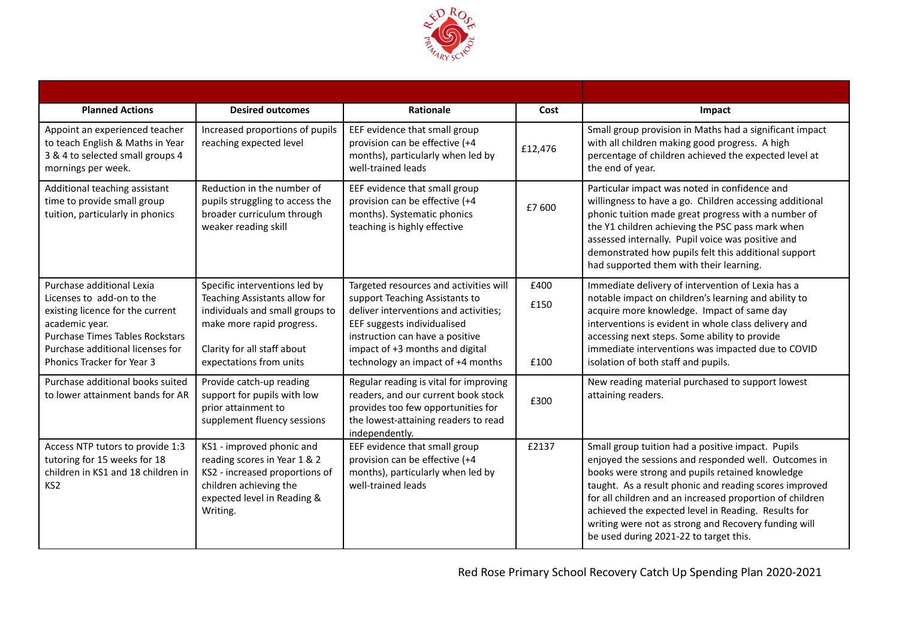| Planned Actions | Desired outcomes | Rationale | Cost | Impact |
|---|---|---|---|---|
| Appoint an experienced teacher to teach English & Maths in Year 3 & 4 to selected small groups 4 mornings per week. | Increased proportions of pupils reaching expected level | EEF evidence that small group provision can be effective (+4 months), particularly when led by well-trained leads | £12,476 | Small group provision in Maths had a significant impact with all children making good progress. A high percentage of children achieved the expected level at the end of year. |
| Additional teaching assistant time to provide small group tuition, particularly in phonics | Reduction in the number of pupils struggling to access the broader curriculum through weaker reading skill | EEF evidence that small group provision can be effective (+4 months). Systematic phonics teaching is highly effective | £7 600 | Particular impact was noted in confidence and willingness to have a go. Children accessing additional phonic tuition made great progress with a number of the Y1 children achieving the PSC pass mark when assessed internally. Pupil voice was positive and demonstrated how pupils felt this additional support had supported them with their learning. |
| Purchase additional Lexia Licenses to add-on to the existing licence for the current academic year.<br>Purchase Times Tables Rockstars<br>Purchase additional licenses for Phonics Tracker for Year 3 | Specific interventions led by Teaching Assistants allow for individuals and small groups to make more rapid progress.<br><br>Clarity for all staff about expectations from units | Targeted resources and activities will support Teaching Assistants to deliver interventions and activities; EEF suggests individualised instruction can have a positive impact of +3 months and digital technology an impact of +4 months | £400<br><br>£150<br><br><br>£100 | Immediate delivery of intervention of Lexia has a notable impact on children's learning and ability to acquire more knowledge. Impact of same day interventions is evident in whole class delivery and accessing next steps. Some ability to provide immediate interventions was impacted due to COVID isolation of both staff and pupils. |
| Purchase additional books suited to lower attainment bands for AR | Provide catch-up reading support for pupils with low prior attainment to supplement fluency sessions | Regular reading is vital for improving readers, and our current book stock provides too few opportunities for the lowest-attaining readers to read independently. | £300 | New reading material purchased to support lowest attaining readers. |
| Access NTP tutors to provide 1:3 tutoring for 15 weeks for 18 children in KS1 and 18 children in KS2 | KS1 - improved phonic and reading scores in Year 1 & 2<br>KS2 - increased proportions of children achieving the expected level in Reading & Writing. | EEF evidence that small group provision can be effective (+4 months), particularly when led by well-trained leads | £2137 | Small group tuition had a positive impact. Pupils enjoyed the sessions and responded well. Outcomes in books were strong and pupils retained knowledge taught. As a result phonic and reading scores improved for all children and an increased proportion of children achieved the expected level in Reading. Results for writing were not as strong and Recovery funding will be used during 2021-22 to target this. |

Red Rose Primary School Recovery Catch Up Spending Plan 2020-2021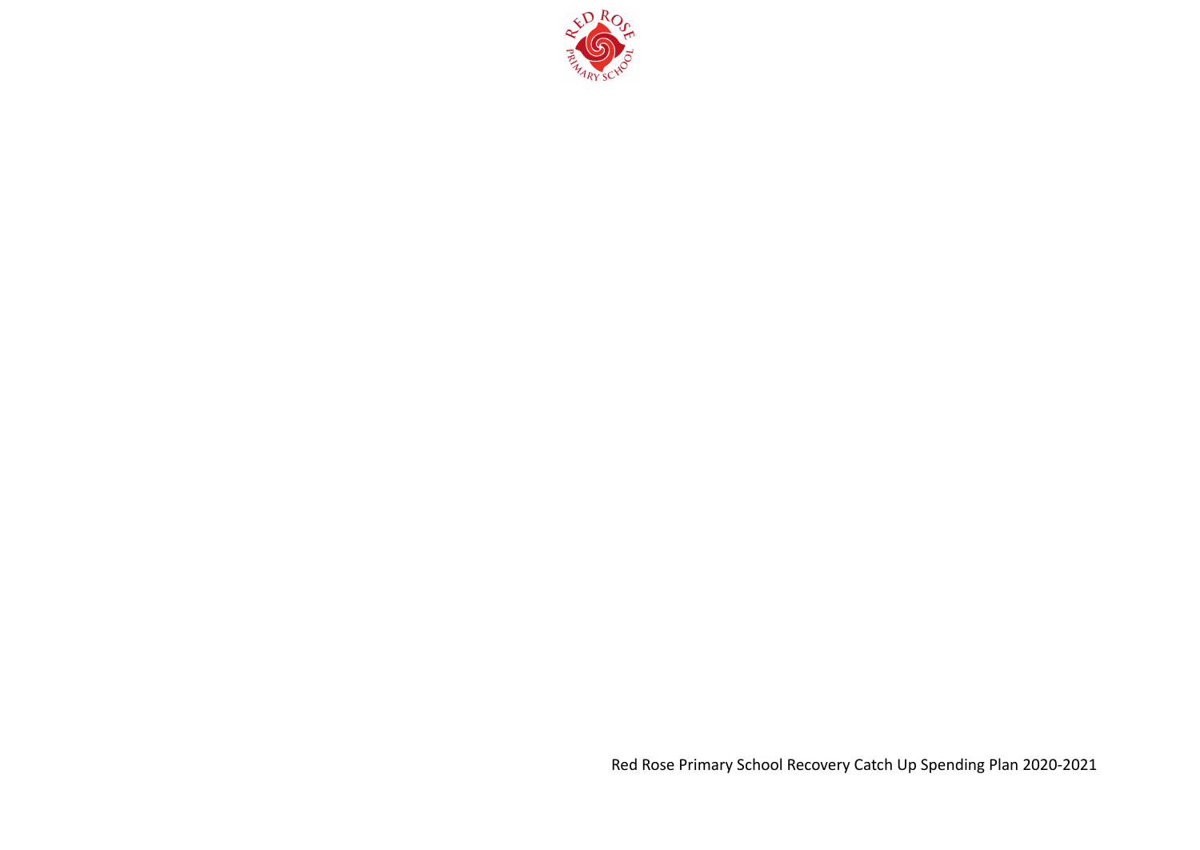Red Rose Primary School Recovery Catch Up Spending Plan 2020-2021